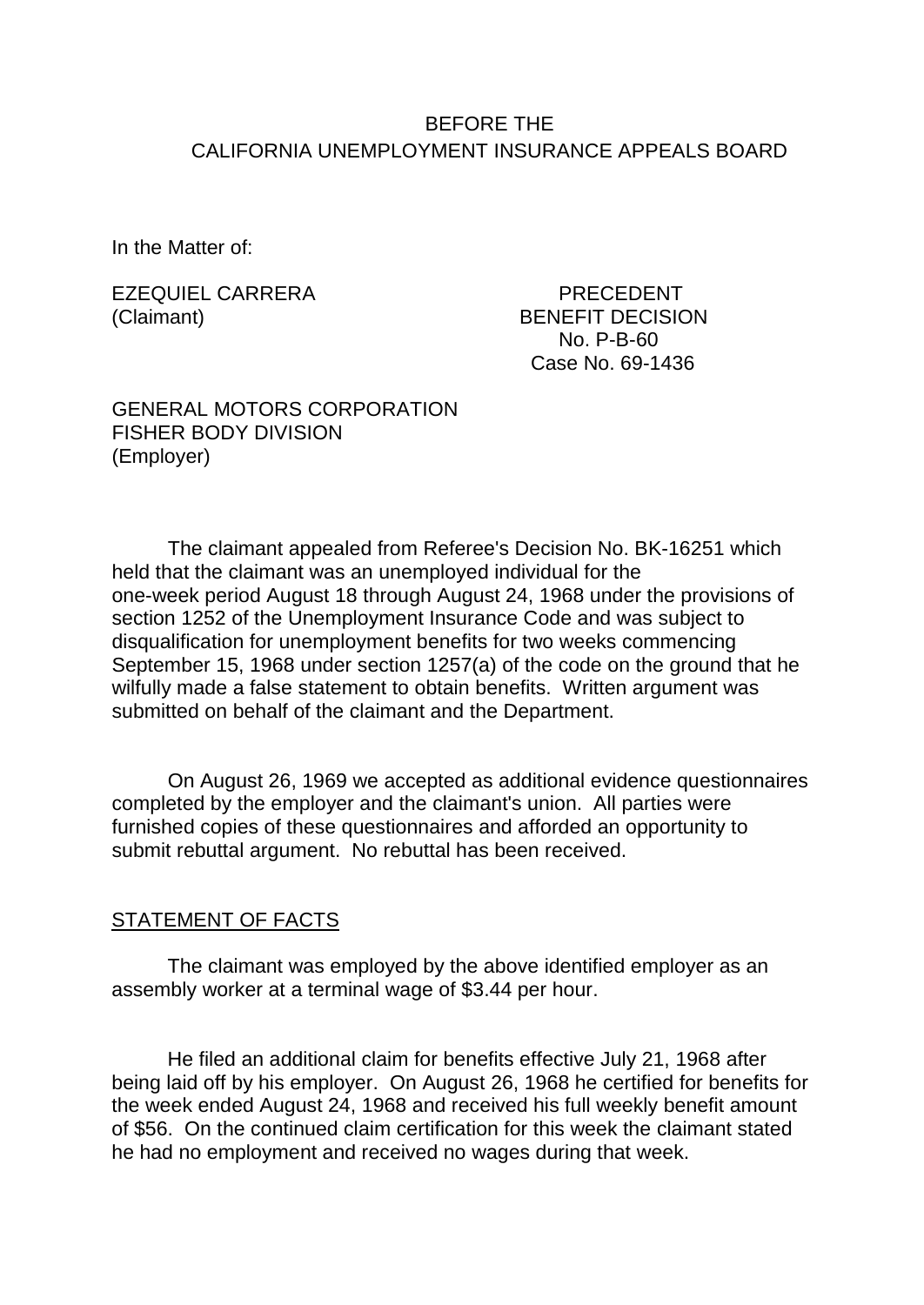BEFORE THE
CALIFORNIA UNEMPLOYMENT INSURANCE APPEALS BOARD

In the Matter of:

EZEQUIEL CARRERA
(Claimant)

PRECEDENT
BENEFIT DECISION
No. P-B-60
Case No. 69-1436

GENERAL MOTORS CORPORATION
FISHER BODY DIVISION
(Employer)

The claimant appealed from Referee's Decision No. BK-16251 which held that the claimant was an unemployed individual for the one-week period August 18 through August 24, 1968 under the provisions of section 1252 of the Unemployment Insurance Code and was subject to disqualification for unemployment benefits for two weeks commencing September 15, 1968 under section 1257(a) of the code on the ground that he wilfully made a false statement to obtain benefits. Written argument was submitted on behalf of the claimant and the Department.

On August 26, 1969 we accepted as additional evidence questionnaires completed by the employer and the claimant's union. All parties were furnished copies of these questionnaires and afforded an opportunity to submit rebuttal argument. No rebuttal has been received.

## STATEMENT OF FACTS

The claimant was employed by the above identified employer as an assembly worker at a terminal wage of $3.44 per hour.

He filed an additional claim for benefits effective July 21, 1968 after being laid off by his employer. On August 26, 1968 he certified for benefits for the week ended August 24, 1968 and received his full weekly benefit amount of $56. On the continued claim certification for this week the claimant stated he had no employment and received no wages during that week.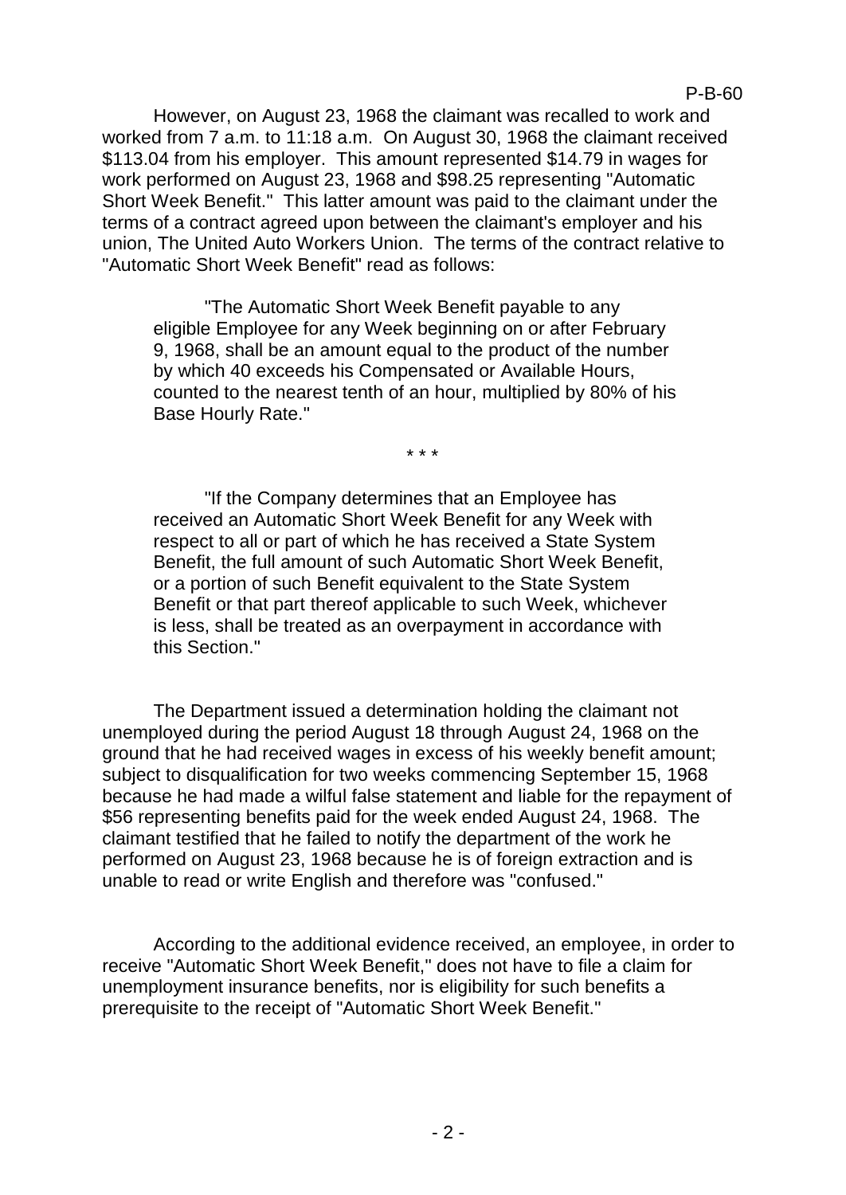However, on August 23, 1968 the claimant was recalled to work and worked from 7 a.m. to 11:18 a.m. On August 30, 1968 the claimant received $113.04 from his employer. This amount represented $14.79 in wages for work performed on August 23, 1968 and $98.25 representing "Automatic Short Week Benefit." This latter amount was paid to the claimant under the terms of a contract agreed upon between the claimant's employer and his union, The United Auto Workers Union. The terms of the contract relative to "Automatic Short Week Benefit" read as follows:

> "The Automatic Short Week Benefit payable to any eligible Employee for any Week beginning on or after February 9, 1968, shall be an amount equal to the product of the number by which 40 exceeds his Compensated or Available Hours, counted to the nearest tenth of an hour, multiplied by 80% of his Base Hourly Rate."
>
> \* \* \*
>
> "If the Company determines that an Employee has received an Automatic Short Week Benefit for any Week with respect to all or part of which he has received a State System Benefit, the full amount of such Automatic Short Week Benefit, or a portion of such Benefit equivalent to the State System Benefit or that part thereof applicable to such Week, whichever is less, shall be treated as an overpayment in accordance with this Section."

The Department issued a determination holding the claimant not unemployed during the period August 18 through August 24, 1968 on the ground that he had received wages in excess of his weekly benefit amount; subject to disqualification for two weeks commencing September 15, 1968 because he had made a wilful false statement and liable for the repayment of $56 representing benefits paid for the week ended August 24, 1968. The claimant testified that he failed to notify the department of the work he performed on August 23, 1968 because he is of foreign extraction and is unable to read or write English and therefore was "confused."

According to the additional evidence received, an employee, in order to receive "Automatic Short Week Benefit," does not have to file a claim for unemployment insurance benefits, nor is eligibility for such benefits a prerequisite to the receipt of "Automatic Short Week Benefit."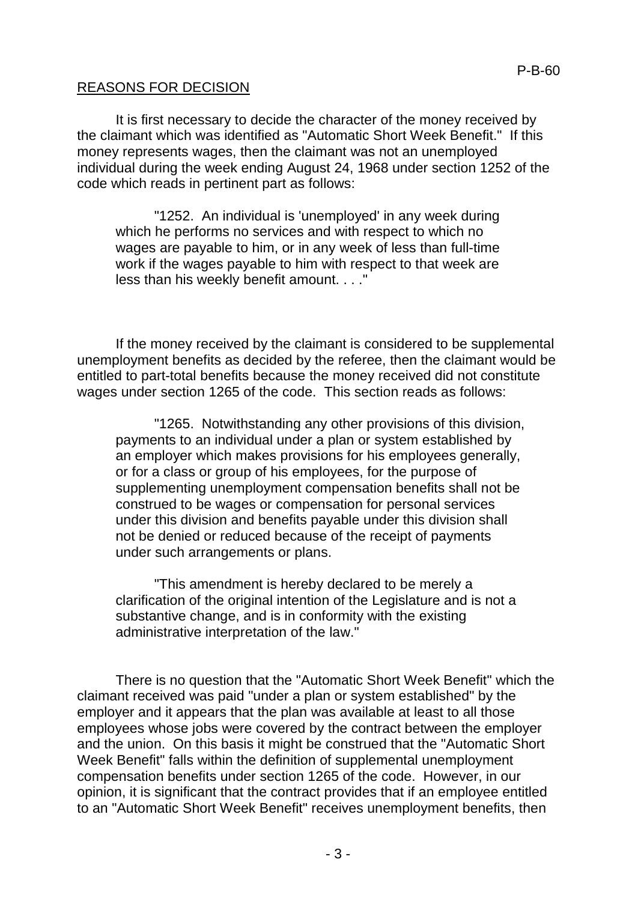## REASONS FOR DECISION

It is first necessary to decide the character of the money received by the claimant which was identified as "Automatic Short Week Benefit." If this money represents wages, then the claimant was not an unemployed individual during the week ending August 24, 1968 under section 1252 of the code which reads in pertinent part as follows:

> "1252. An individual is 'unemployed' in any week during which he performs no services and with respect to which no wages are payable to him, or in any week of less than full-time work if the wages payable to him with respect to that week are less than his weekly benefit amount. . . ."

If the money received by the claimant is considered to be supplemental unemployment benefits as decided by the referee, then the claimant would be entitled to part-total benefits because the money received did not constitute wages under section 1265 of the code. This section reads as follows:

> "1265. Notwithstanding any other provisions of this division, payments to an individual under a plan or system established by an employer which makes provisions for his employees generally, or for a class or group of his employees, for the purpose of supplementing unemployment compensation benefits shall not be construed to be wages or compensation for personal services under this division and benefits payable under this division shall not be denied or reduced because of the receipt of payments under such arrangements or plans.
>
> "This amendment is hereby declared to be merely a clarification of the original intention of the Legislature and is not a substantive change, and is in conformity with the existing administrative interpretation of the law."

There is no question that the "Automatic Short Week Benefit" which the claimant received was paid "under a plan or system established" by the employer and it appears that the plan was available at least to all those employees whose jobs were covered by the contract between the employer and the union. On this basis it might be construed that the "Automatic Short Week Benefit" falls within the definition of supplemental unemployment compensation benefits under section 1265 of the code. However, in our opinion, it is significant that the contract provides that if an employee entitled to an "Automatic Short Week Benefit" receives unemployment benefits, then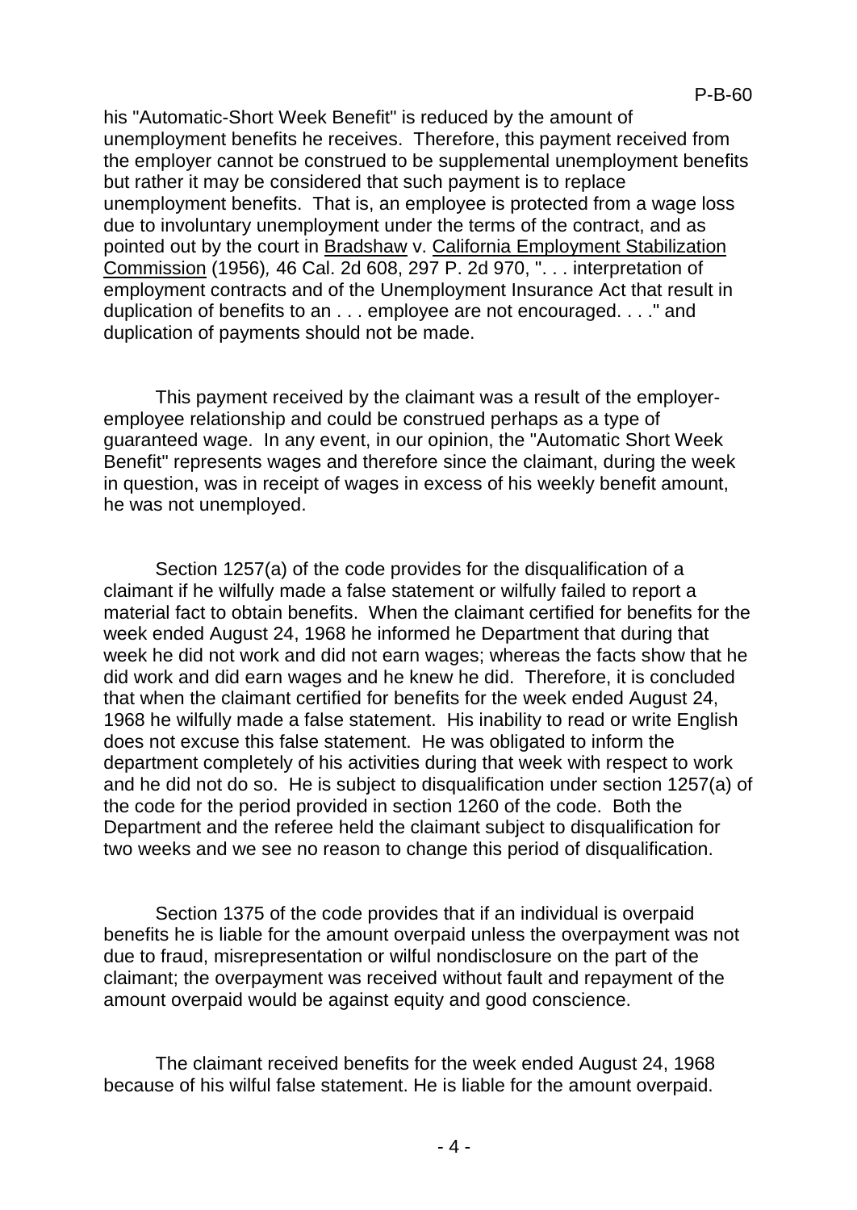his "Automatic-Short Week Benefit" is reduced by the amount of unemployment benefits he receives. Therefore, this payment received from the employer cannot be construed to be supplemental unemployment benefits but rather it may be considered that such payment is to replace unemployment benefits. That is, an employee is protected from a wage loss due to involuntary unemployment under the terms of the contract, and as pointed out by the court in Bradshaw v. California Employment Stabilization Commission (1956), 46 Cal. 2d 608, 297 P. 2d 970, ". . . interpretation of employment contracts and of the Unemployment Insurance Act that result in duplication of benefits to an . . . employee are not encouraged. . . ." and duplication of payments should not be made.

This payment received by the claimant was a result of the employer-employee relationship and could be construed perhaps as a type of guaranteed wage. In any event, in our opinion, the "Automatic Short Week Benefit" represents wages and therefore since the claimant, during the week in question, was in receipt of wages in excess of his weekly benefit amount, he was not unemployed.

Section 1257(a) of the code provides for the disqualification of a claimant if he wilfully made a false statement or wilfully failed to report a material fact to obtain benefits. When the claimant certified for benefits for the week ended August 24, 1968 he informed he Department that during that week he did not work and did not earn wages; whereas the facts show that he did work and did earn wages and he knew he did. Therefore, it is concluded that when the claimant certified for benefits for the week ended August 24, 1968 he wilfully made a false statement. His inability to read or write English does not excuse this false statement. He was obligated to inform the department completely of his activities during that week with respect to work and he did not do so. He is subject to disqualification under section 1257(a) of the code for the period provided in section 1260 of the code. Both the Department and the referee held the claimant subject to disqualification for two weeks and we see no reason to change this period of disqualification.

Section 1375 of the code provides that if an individual is overpaid benefits he is liable for the amount overpaid unless the overpayment was not due to fraud, misrepresentation or wilful nondisclosure on the part of the claimant; the overpayment was received without fault and repayment of the amount overpaid would be against equity and good conscience.

The claimant received benefits for the week ended August 24, 1968 because of his wilful false statement. He is liable for the amount overpaid.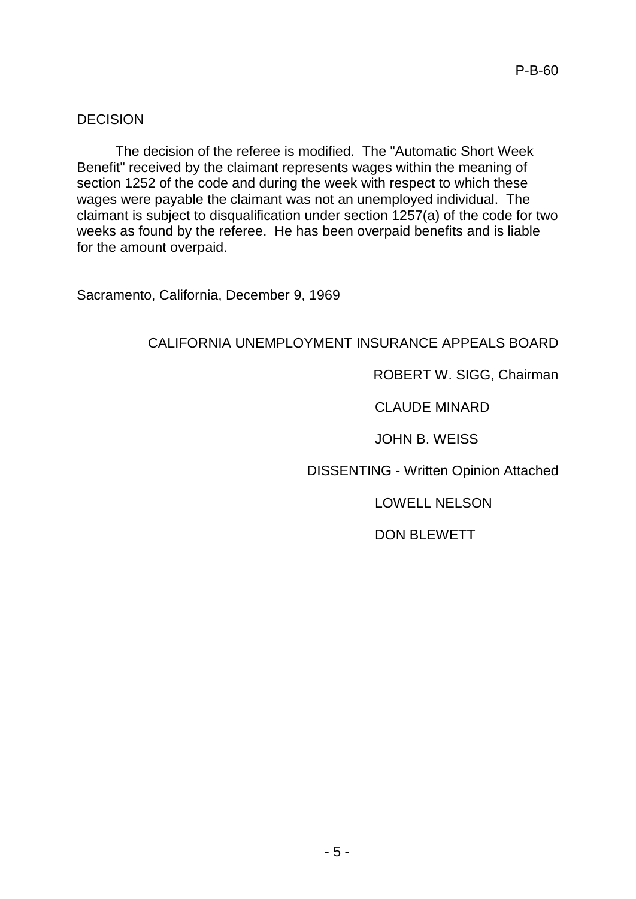## DECISION

The decision of the referee is modified. The "Automatic Short Week Benefit" received by the claimant represents wages within the meaning of section 1252 of the code and during the week with respect to which these wages were payable the claimant was not an unemployed individual. The claimant is subject to disqualification under section 1257(a) of the code for two weeks as found by the referee. He has been overpaid benefits and is liable for the amount overpaid.

Sacramento, California, December 9, 1969

CALIFORNIA UNEMPLOYMENT INSURANCE APPEALS BOARD

ROBERT W. SIGG, Chairman

CLAUDE MINARD

JOHN B. WEISS

DISSENTING - Written Opinion Attached

LOWELL NELSON

DON BLEWETT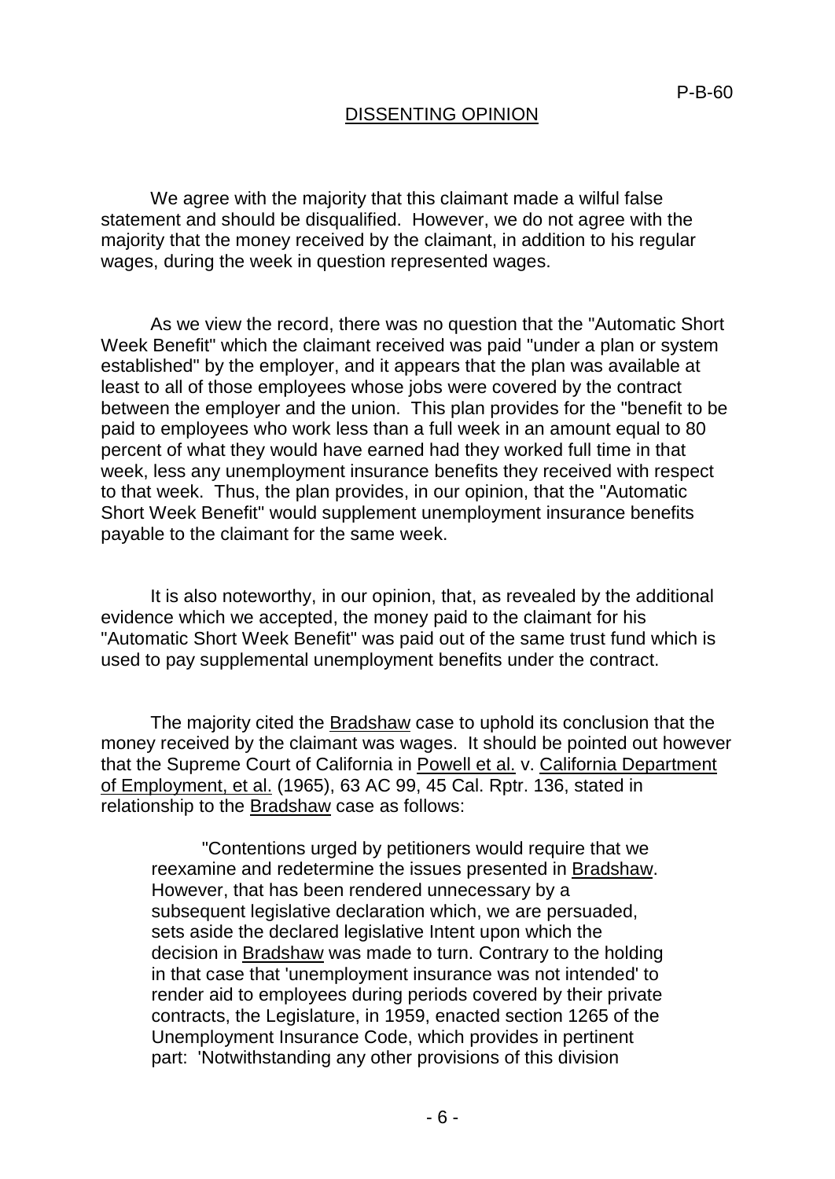## DISSENTING OPINION

We agree with the majority that this claimant made a wilful false statement and should be disqualified. However, we do not agree with the majority that the money received by the claimant, in addition to his regular wages, during the week in question represented wages.

As we view the record, there was no question that the "Automatic Short Week Benefit" which the claimant received was paid "under a plan or system established" by the employer, and it appears that the plan was available at least to all of those employees whose jobs were covered by the contract between the employer and the union. This plan provides for the "benefit to be paid to employees who work less than a full week in an amount equal to 80 percent of what they would have earned had they worked full time in that week, less any unemployment insurance benefits they received with respect to that week. Thus, the plan provides, in our opinion, that the "Automatic Short Week Benefit" would supplement unemployment insurance benefits payable to the claimant for the same week.

It is also noteworthy, in our opinion, that, as revealed by the additional evidence which we accepted, the money paid to the claimant for his "Automatic Short Week Benefit" was paid out of the same trust fund which is used to pay supplemental unemployment benefits under the contract.

The majority cited the Bradshaw case to uphold its conclusion that the money received by the claimant was wages. It should be pointed out however that the Supreme Court of California in Powell et al. v. California Department of Employment, et al. (1965), 63 AC 99, 45 Cal. Rptr. 136, stated in relationship to the Bradshaw case as follows:

> "Contentions urged by petitioners would require that we reexamine and redetermine the issues presented in Bradshaw. However, that has been rendered unnecessary by a subsequent legislative declaration which, we are persuaded, sets aside the declared legislative Intent upon which the decision in Bradshaw was made to turn. Contrary to the holding in that case that 'unemployment insurance was not intended' to render aid to employees during periods covered by their private contracts, the Legislature, in 1959, enacted section 1265 of the Unemployment Insurance Code, which provides in pertinent part: 'Notwithstanding any other provisions of this division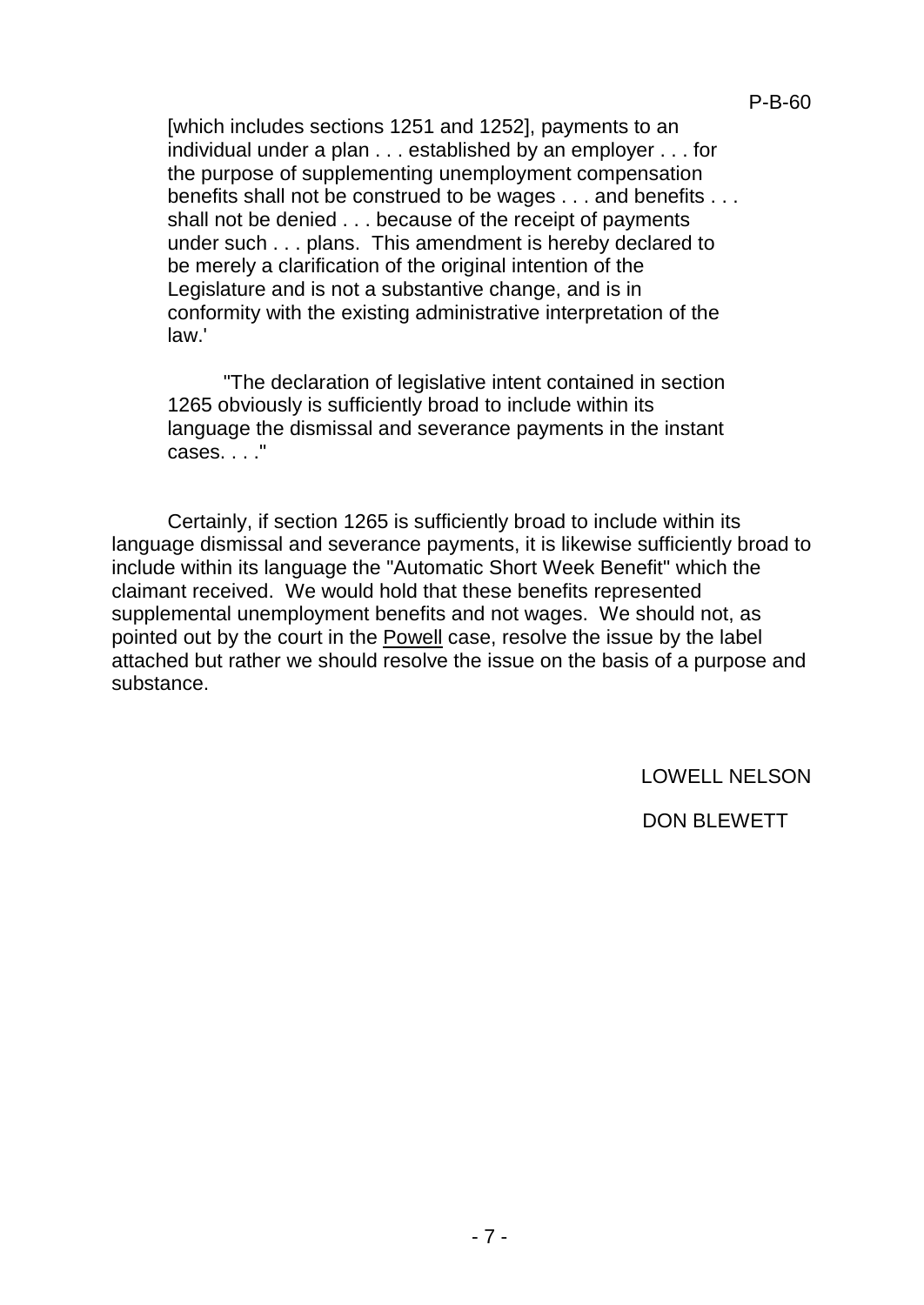[which includes sections 1251 and 1252], payments to an individual under a plan . . . established by an employer . . . for the purpose of supplementing unemployment compensation benefits shall not be construed to be wages . . . and benefits . . . shall not be denied . . . because of the receipt of payments under such . . . plans. This amendment is hereby declared to be merely a clarification of the original intention of the Legislature and is not a substantive change, and is in conformity with the existing administrative interpretation of the law.'

> "The declaration of legislative intent contained in section 1265 obviously is sufficiently broad to include within its language the dismissal and severance payments in the instant cases. . . ."

Certainly, if section 1265 is sufficiently broad to include within its language dismissal and severance payments, it is likewise sufficiently broad to include within its language the "Automatic Short Week Benefit" which the claimant received. We would hold that these benefits represented supplemental unemployment benefits and not wages. We should not, as pointed out by the court in the Powell case, resolve the issue by the label attached but rather we should resolve the issue on the basis of a purpose and substance.

LOWELL NELSON

DON BLEWETT